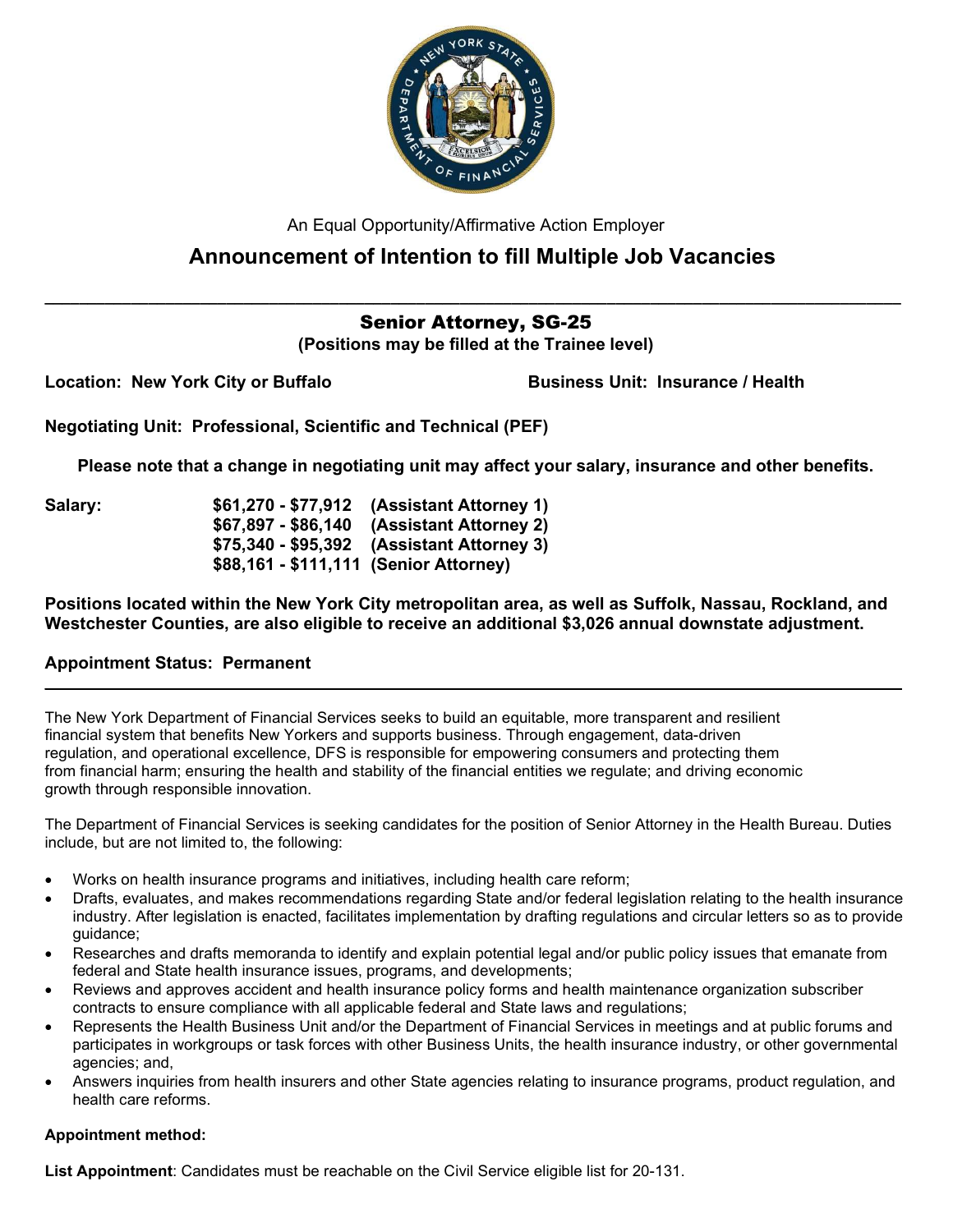An Equal Opportunity/Affirmative Action Employer

# Announcement of Intention to fill Multiple Job Vacancies

---

## Senior Attorney, SG-25

**(Positions may be filled at the Trainee level)**

**Location: New York City or Buffalo**

**Business Unit: Insurance / Health**

**Negotiating Unit: Professional, Scientific and Technical (PEF)**

**Please note that a change in negotiating unit may affect your salary, insurance and other benefits.**

| **Salary:** | | |
|---|---|---|
| | **$61,270 - $77,912** | **(Assistant Attorney 1)** |
| | **$67,897 - $86,140** | **(Assistant Attorney 2)** |
| | **$75,340 - $95,392** | **(Assistant Attorney 3)** |
| | **$88,161 - $111,111** | **(Senior Attorney)** |

**Positions located within the New York City metropolitan area, as well as Suffolk, Nassau, Rockland, and Westchester Counties, are also eligible to receive an additional $3,026 annual downstate adjustment.**

**Appointment Status: Permanent**

---

The New York Department of Financial Services seeks to build an equitable, more transparent and resilient financial system that benefits New Yorkers and supports business. Through engagement, data-driven regulation, and operational excellence, DFS is responsible for empowering consumers and protecting them from financial harm; ensuring the health and stability of the financial entities we regulate; and driving economic growth through responsible innovation.

The Department of Financial Services is seeking candidates for the position of Senior Attorney in the Health Bureau. Duties include, but are not limited to, the following:

- Works on health insurance programs and initiatives, including health care reform;
- Drafts, evaluates, and makes recommendations regarding State and/or federal legislation relating to the health insurance industry. After legislation is enacted, facilitates implementation by drafting regulations and circular letters so as to provide guidance;
- Researches and drafts memoranda to identify and explain potential legal and/or public policy issues that emanate from federal and State health insurance issues, programs, and developments;
- Reviews and approves accident and health insurance policy forms and health maintenance organization subscriber contracts to ensure compliance with all applicable federal and State laws and regulations;
- Represents the Health Business Unit and/or the Department of Financial Services in meetings and at public forums and participates in workgroups or task forces with other Business Units, the health insurance industry, or other governmental agencies; and,
- Answers inquiries from health insurers and other State agencies relating to insurance programs, product regulation, and health care reforms.

**Appointment method:**

**List Appointment**: Candidates must be reachable on the Civil Service eligible list for 20-131.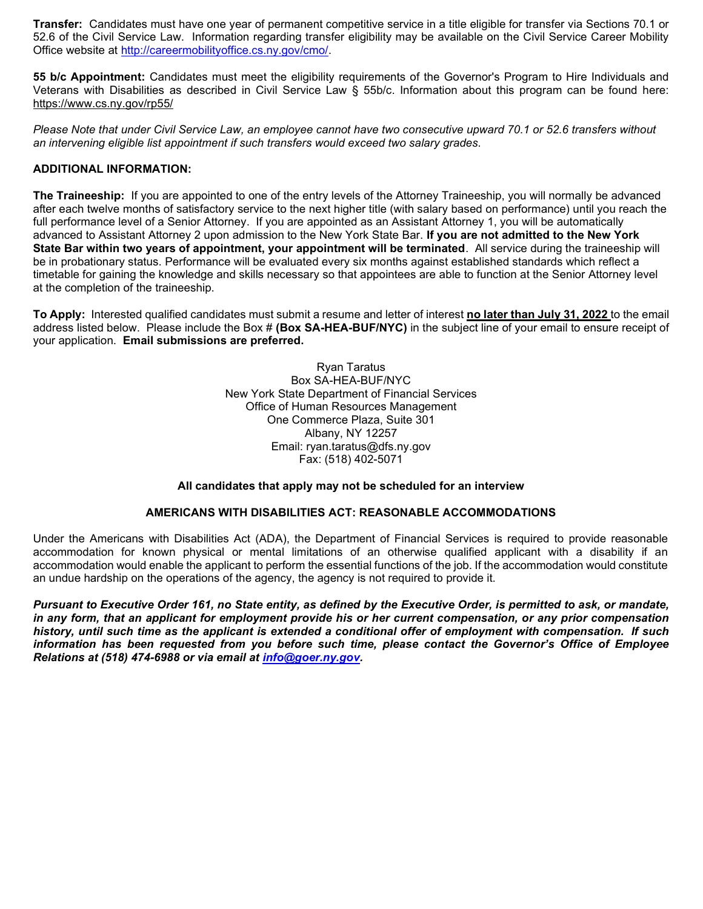**Transfer:** Candidates must have one year of permanent competitive service in a title eligible for transfer via Sections 70.1 or 52.6 of the Civil Service Law. Information regarding transfer eligibility may be available on the Civil Service Career Mobility Office website at http://careermobilityoffice.cs.ny.gov/cmo/.

**55 b/c Appointment:** Candidates must meet the eligibility requirements of the Governor's Program to Hire Individuals and Veterans with Disabilities as described in Civil Service Law § 55b/c. Information about this program can be found here: https://www.cs.ny.gov/rp55/

*Please Note that under Civil Service Law, an employee cannot have two consecutive upward 70.1 or 52.6 transfers without an intervening eligible list appointment if such transfers would exceed two salary grades.*

**ADDITIONAL INFORMATION:**

**The Traineeship:** If you are appointed to one of the entry levels of the Attorney Traineeship, you will normally be advanced after each twelve months of satisfactory service to the next higher title (with salary based on performance) until you reach the full performance level of a Senior Attorney. If you are appointed as an Assistant Attorney 1, you will be automatically advanced to Assistant Attorney 2 upon admission to the New York State Bar. **If you are not admitted to the New York State Bar within two years of appointment, your appointment will be terminated**. All service during the traineeship will be in probationary status. Performance will be evaluated every six months against established standards which reflect a timetable for gaining the knowledge and skills necessary so that appointees are able to function at the Senior Attorney level at the completion of the traineeship.

**To Apply:** Interested qualified candidates must submit a resume and letter of interest **no later than July 31, 2022** to the email address listed below. Please include the Box # **(Box SA-HEA-BUF/NYC)** in the subject line of your email to ensure receipt of your application. **Email submissions are preferred.**

Ryan Taratus
Box SA-HEA-BUF/NYC
New York State Department of Financial Services
Office of Human Resources Management
One Commerce Plaza, Suite 301
Albany, NY 12257
Email: ryan.taratus@dfs.ny.gov
Fax: (518) 402-5071

**All candidates that apply may not be scheduled for an interview**

**AMERICANS WITH DISABILITIES ACT: REASONABLE ACCOMMODATIONS**

Under the Americans with Disabilities Act (ADA), the Department of Financial Services is required to provide reasonable accommodation for known physical or mental limitations of an otherwise qualified applicant with a disability if an accommodation would enable the applicant to perform the essential functions of the job. If the accommodation would constitute an undue hardship on the operations of the agency, the agency is not required to provide it.

***Pursuant to Executive Order 161, no State entity, as defined by the Executive Order, is permitted to ask, or mandate, in any form, that an applicant for employment provide his or her current compensation, or any prior compensation history, until such time as the applicant is extended a conditional offer of employment with compensation. If such information has been requested from you before such time, please contact the Governor's Office of Employee Relations at (518) 474-6988 or via email at info@goer.ny.gov.***